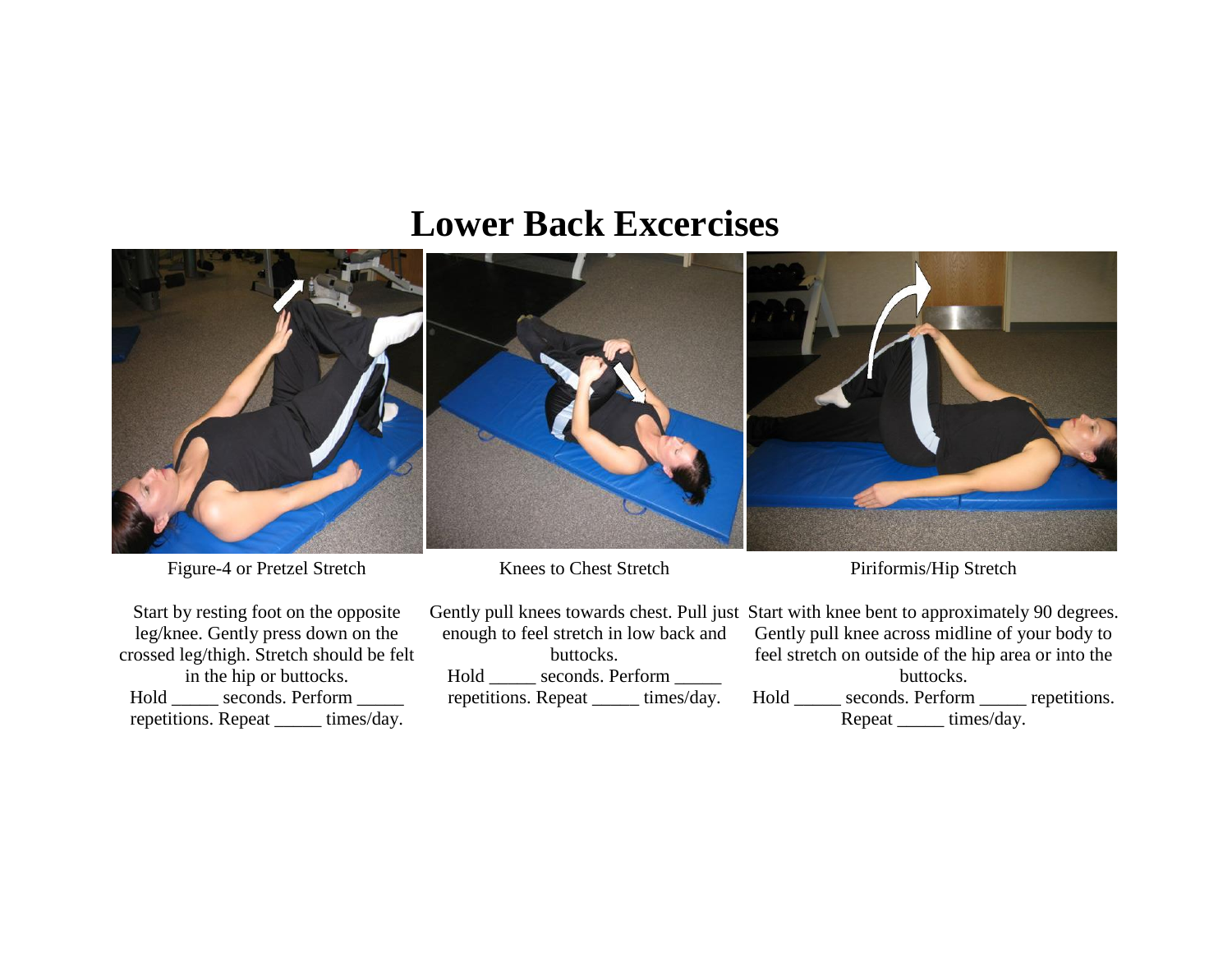# Lower Back Excercises

Figure-4 or Pretzel Stretch

Start by resting foot on the opposite leg/knee. Gently press down on the crossed leg/thigh. Stretch should be felt in the hip or buttocks.
Hold _____ seconds. Perform _____ repetitions. Repeat _____ times/day.

Knees to Chest Stretch

Gently pull knees towards chest. Pull just enough to feel stretch in low back and buttocks.
Hold _____ seconds. Perform _____ repetitions. Repeat _____ times/day.

Piriformis/Hip Stretch

Start with knee bent to approximately 90 degrees. Gently pull knee across midline of your body to feel stretch on outside of the hip area or into the buttocks.
Hold _____ seconds. Perform _____ repetitions. Repeat _____ times/day.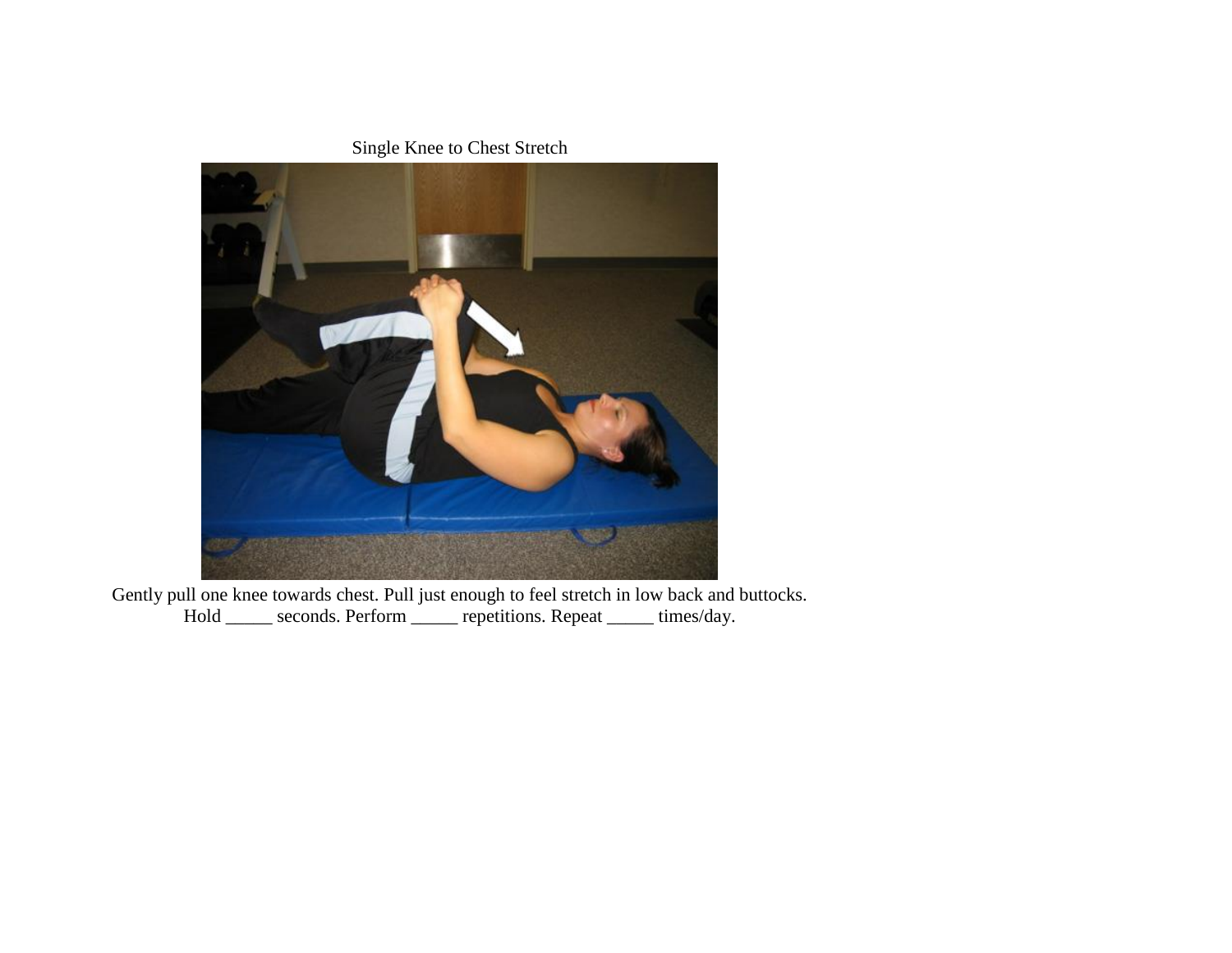Single Knee to Chest Stretch

Gently pull one knee towards chest. Pull just enough to feel stretch in low back and buttocks.
Hold _____ seconds. Perform _____ repetitions. Repeat _____ times/day.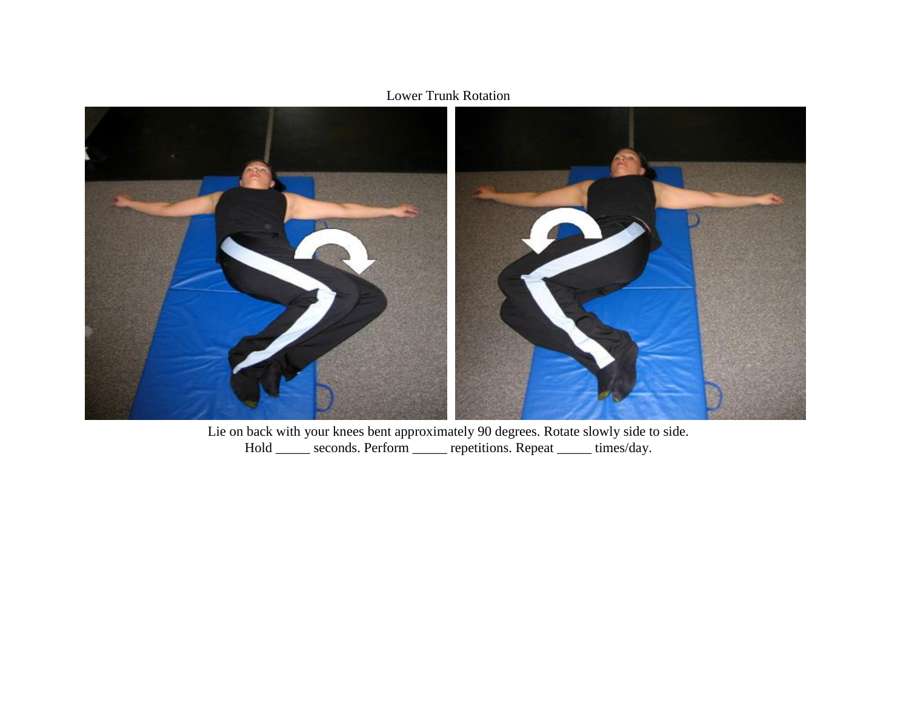Lower Trunk Rotation

Lie on back with your knees bent approximately 90 degrees. Rotate slowly side to side.
Hold _____ seconds. Perform _____ repetitions. Repeat _____ times/day.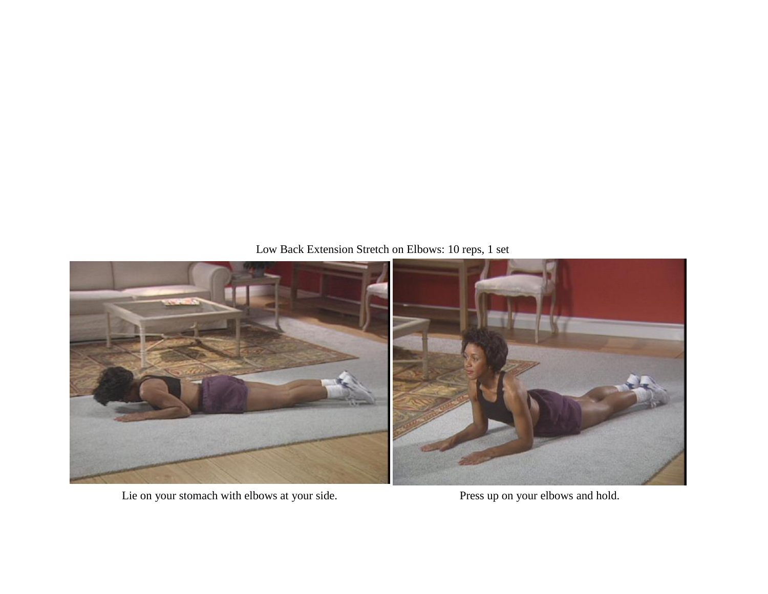Low Back Extension Stretch on Elbows: 10 reps, 1 set

Lie on your stomach with elbows at your side.

Press up on your elbows and hold.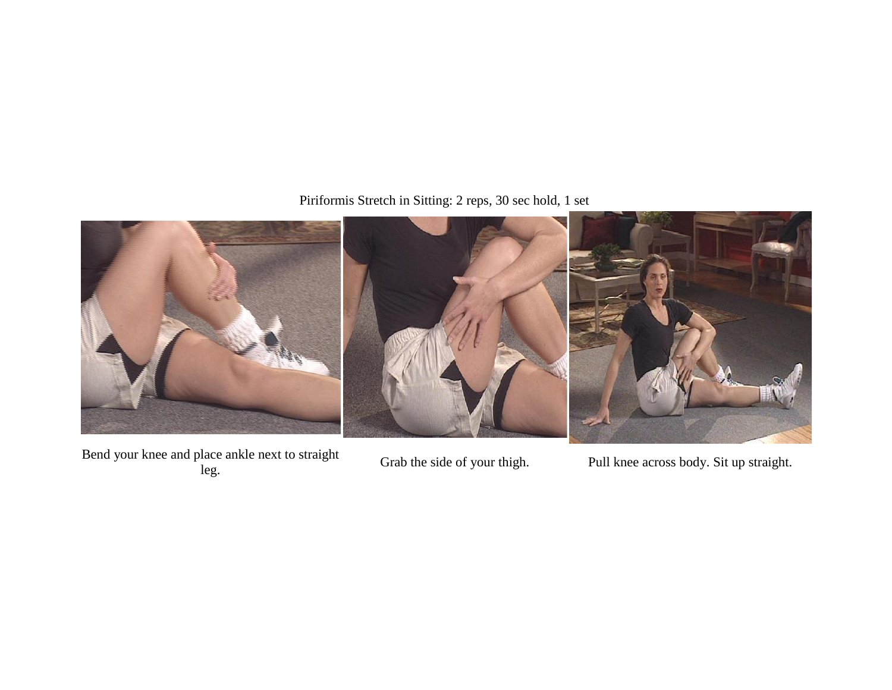Piriformis Stretch in Sitting: 2 reps, 30 sec hold, 1 set

Bend your knee and place ankle next to straight leg.

Grab the side of your thigh.

Pull knee across body. Sit up straight.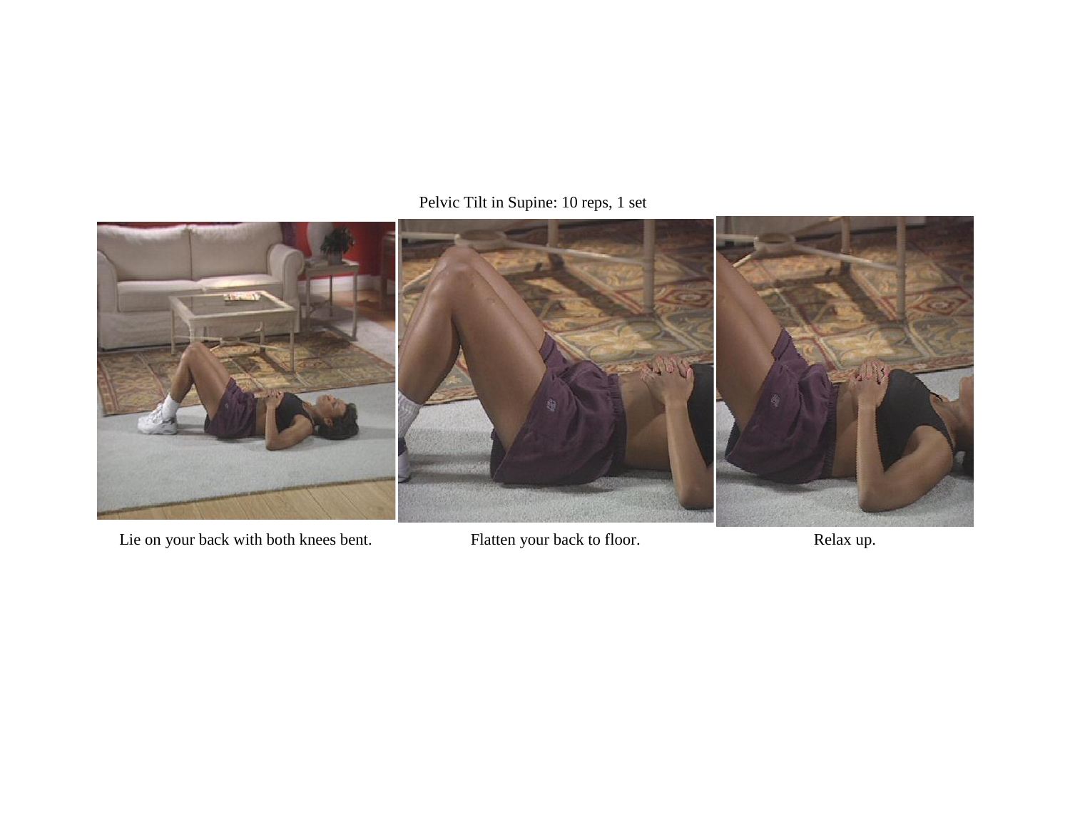Pelvic Tilt in Supine: 10 reps, 1 set

Lie on your back with both knees bent.

Flatten your back to floor.

Relax up.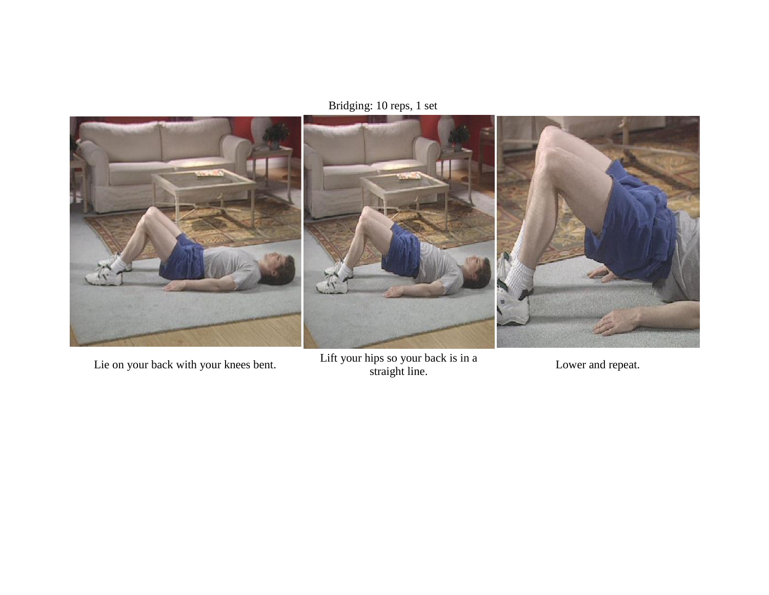Bridging: 10 reps, 1 set

Lie on your back with your knees bent.

Lift your hips so your back is in a straight line.

Lower and repeat.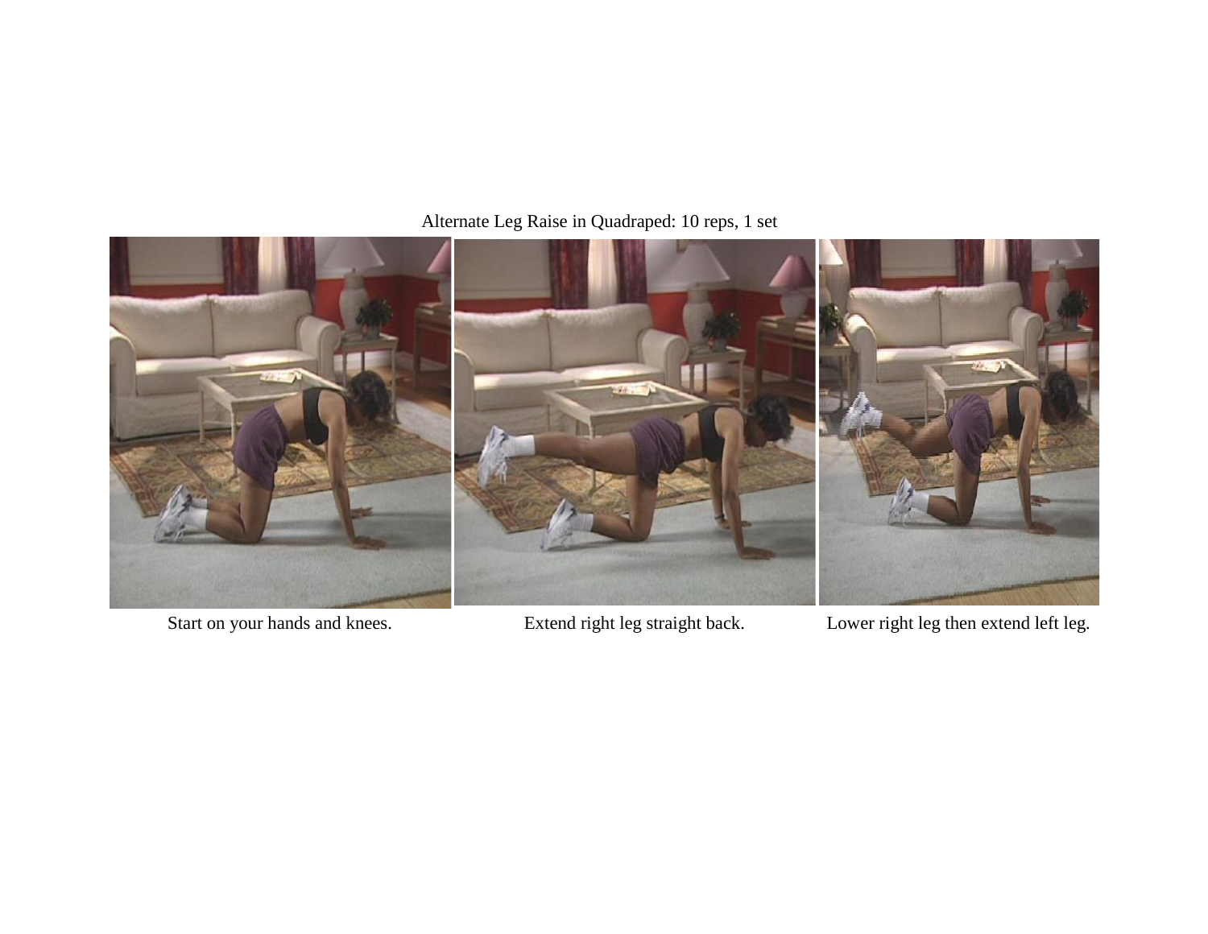Alternate Leg Raise in Quadraped: 10 reps, 1 set

Start on your hands and knees.

Extend right leg straight back.

Lower right leg then extend left leg.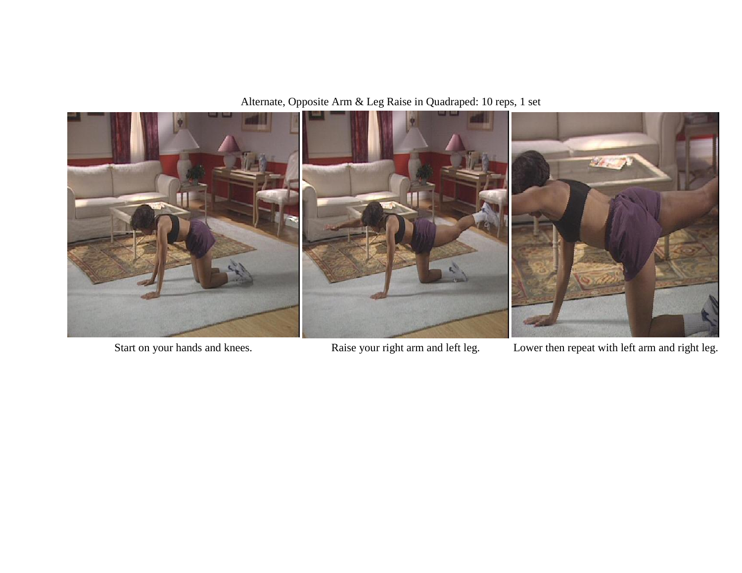Alternate, Opposite Arm & Leg Raise in Quadraped: 10 reps, 1 set

Start on your hands and knees.

Raise your right arm and left leg.

Lower then repeat with left arm and right leg.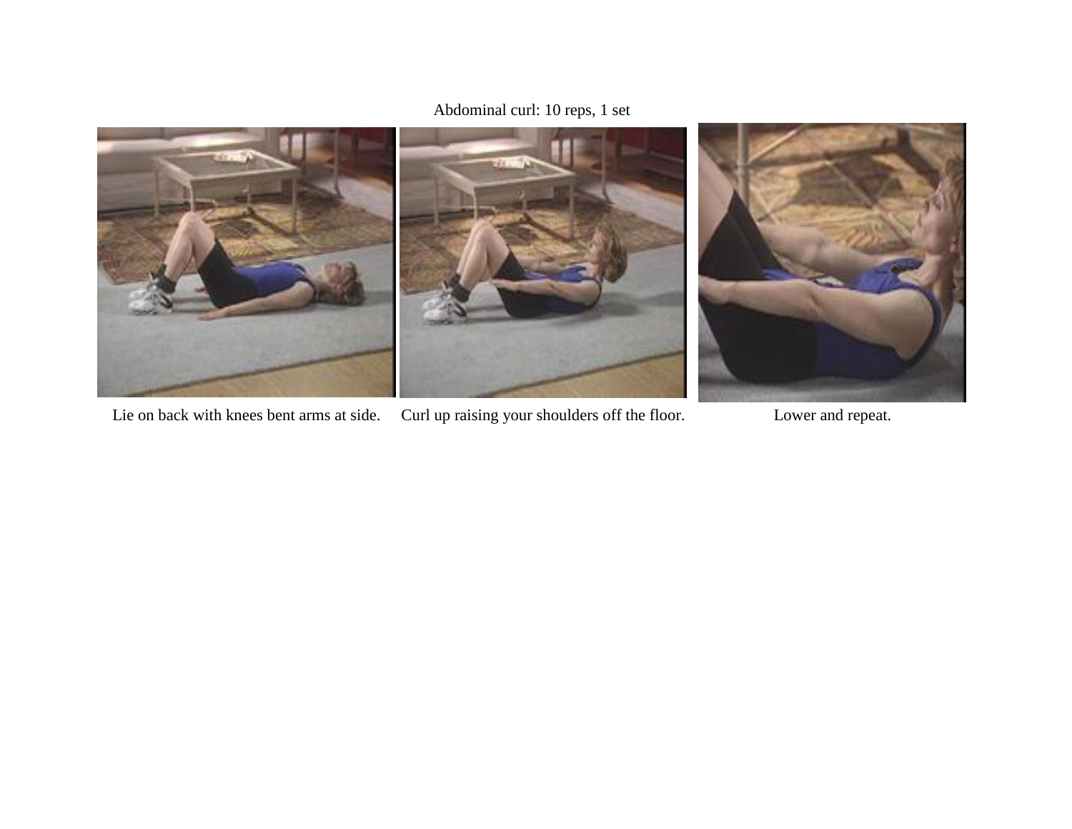Abdominal curl: 10 reps, 1 set

Lie on back with knees bent arms at side.

Curl up raising your shoulders off the floor.

Lower and repeat.